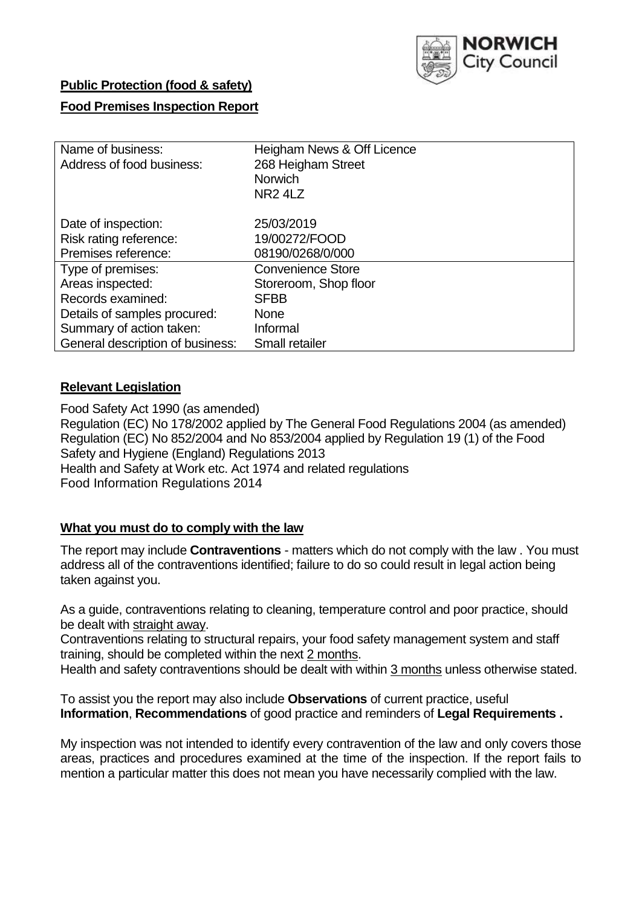**Public Protection (food & safety)**

**Food Premises Inspection Report**

| Name of business: | Heigham News & Off Licence |
|---|---|
| Address of food business: | 268 Heigham Street<br>Norwich<br>NR2 4LZ |
| Date of inspection: | 25/03/2019 |
| Risk rating reference: | 19/00272/FOOD |
| Premises reference: | 08190/0268/0/000 |
| Type of premises: | Convenience Store |
| Areas inspected: | Storeroom, Shop floor |
| Records examined: | SFBB |
| Details of samples procured: | None |
| Summary of action taken: | Informal |
| General description of business: | Small retailer |

## **Relevant Legislation**

Food Safety Act 1990 (as amended)
Regulation (EC) No 178/2002 applied by The General Food Regulations 2004 (as amended)
Regulation (EC) No 852/2004 and No 853/2004 applied by Regulation 19 (1) of the Food Safety and Hygiene (England) Regulations 2013
Health and Safety at Work etc. Act 1974 and related regulations
Food Information Regulations 2014

## **What you must do to comply with the law**

The report may include **Contraventions** - matters which do not comply with the law . You must address all of the contraventions identified; failure to do so could result in legal action being taken against you.

As a guide, contraventions relating to cleaning, temperature control and poor practice, should be dealt with straight away.

Contraventions relating to structural repairs, your food safety management system and staff training, should be completed within the next 2 months.

Health and safety contraventions should be dealt with within 3 months unless otherwise stated.

To assist you the report may also include **Observations** of current practice, useful **Information**, **Recommendations** of good practice and reminders of **Legal Requirements .**

My inspection was not intended to identify every contravention of the law and only covers those areas, practices and procedures examined at the time of the inspection. If the report fails to mention a particular matter this does not mean you have necessarily complied with the law.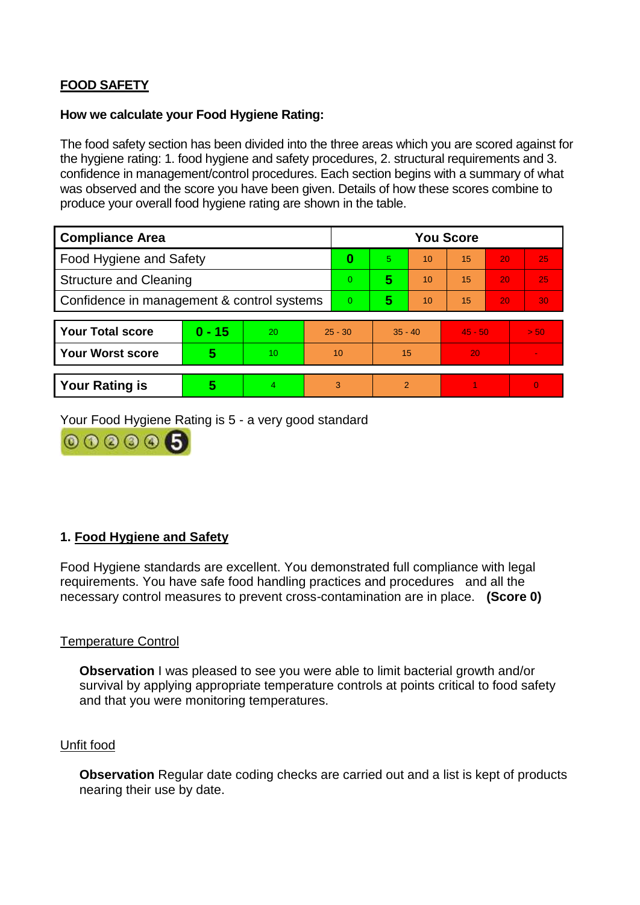## FOOD SAFETY

**How we calculate your Food Hygiene Rating:**

The food safety section has been divided into the three areas which you are scored against for the hygiene rating: 1. food hygiene and safety procedures, 2. structural requirements and 3. confidence in management/control procedures. Each section begins with a summary of what was observed and the score you have been given. Details of how these scores combine to produce your overall food hygiene rating are shown in the table.

| Compliance Area | You Score | | | | | |
|---|---|---|---|---|---|---|
| Food Hygiene and Safety | **0** | 5 | 10 | 15 | 20 | 25 |
| Structure and Cleaning | 0 | **5** | 10 | 15 | 20 | 25 |
| Confidence in management & control systems | 0 | **5** | 10 | 15 | 20 | 30 |

| | | | | | | |
|---|---|---|---|---|---|---|
| **Your Total score** | **0 - 15** | 20 | 25 - 30 | 35 - 40 | 45 - 50 | > 50 |
| **Your Worst score** | **5** | 10 | 10 | 15 | 20 | - |

| | | | | | | |
|---|---|---|---|---|---|---|
| **Your Rating is** | **5** | 4 | 3 | 2 | 1 | 0 |

Your Food Hygiene Rating is 5 - a very good standard

### 1. Food Hygiene and Safety

Food Hygiene standards are excellent. You demonstrated full compliance with legal requirements. You have safe food handling practices and procedures and all the necessary control measures to prevent cross-contamination are in place. **(Score 0)**

Temperature Control

**Observation** I was pleased to see you were able to limit bacterial growth and/or survival by applying appropriate temperature controls at points critical to food safety and that you were monitoring temperatures.

Unfit food

**Observation** Regular date coding checks are carried out and a list is kept of products nearing their use by date.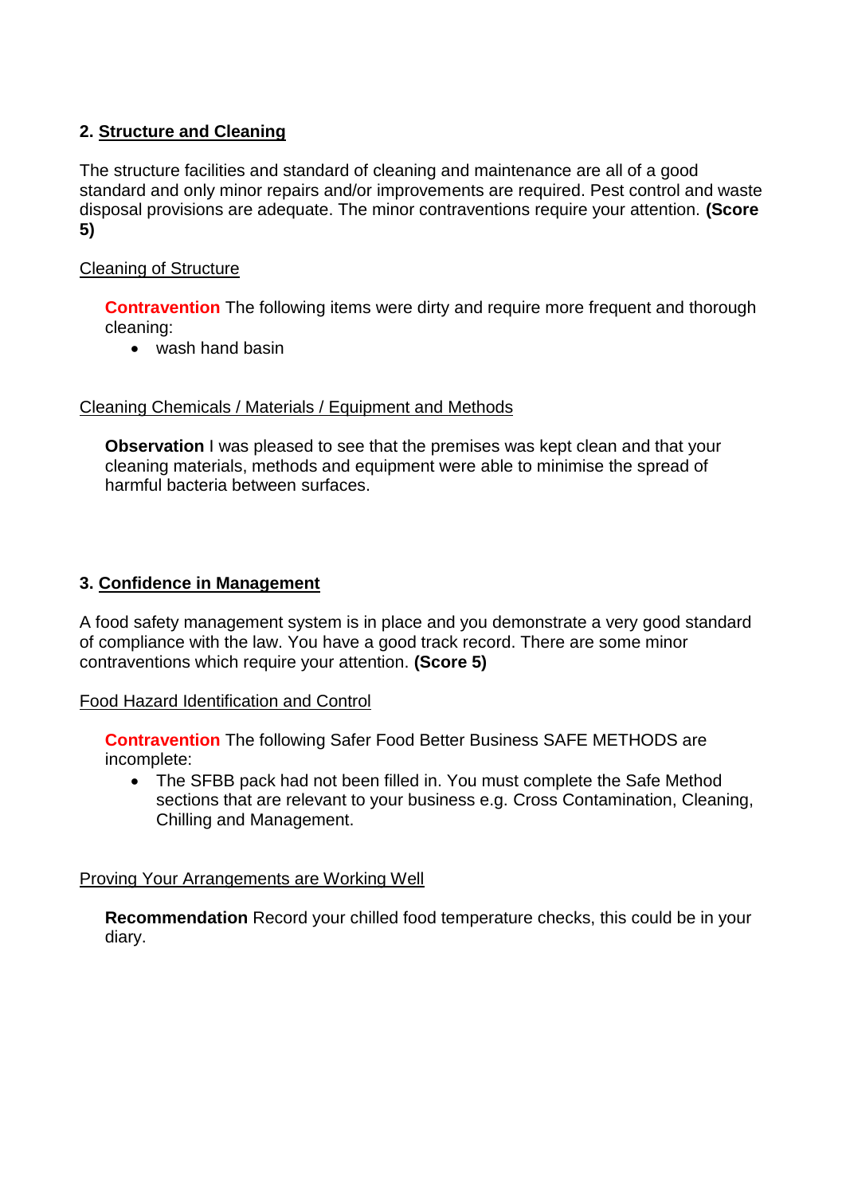## 2. Structure and Cleaning

The structure facilities and standard of cleaning and maintenance are all of a good standard and only minor repairs and/or improvements are required. Pest control and waste disposal provisions are adequate. The minor contraventions require your attention. **(Score 5)**

Cleaning of Structure

**Contravention** The following items were dirty and require more frequent and thorough cleaning:

- wash hand basin

Cleaning Chemicals / Materials / Equipment and Methods

**Observation** I was pleased to see that the premises was kept clean and that your cleaning materials, methods and equipment were able to minimise the spread of harmful bacteria between surfaces.

## 3. Confidence in Management

A food safety management system is in place and you demonstrate a very good standard of compliance with the law. You have a good track record. There are some minor contraventions which require your attention. **(Score 5)**

Food Hazard Identification and Control

**Contravention** The following Safer Food Better Business SAFE METHODS are incomplete:

- The SFBB pack had not been filled in. You must complete the Safe Method sections that are relevant to your business e.g. Cross Contamination, Cleaning, Chilling and Management.

Proving Your Arrangements are Working Well

**Recommendation** Record your chilled food temperature checks, this could be in your diary.